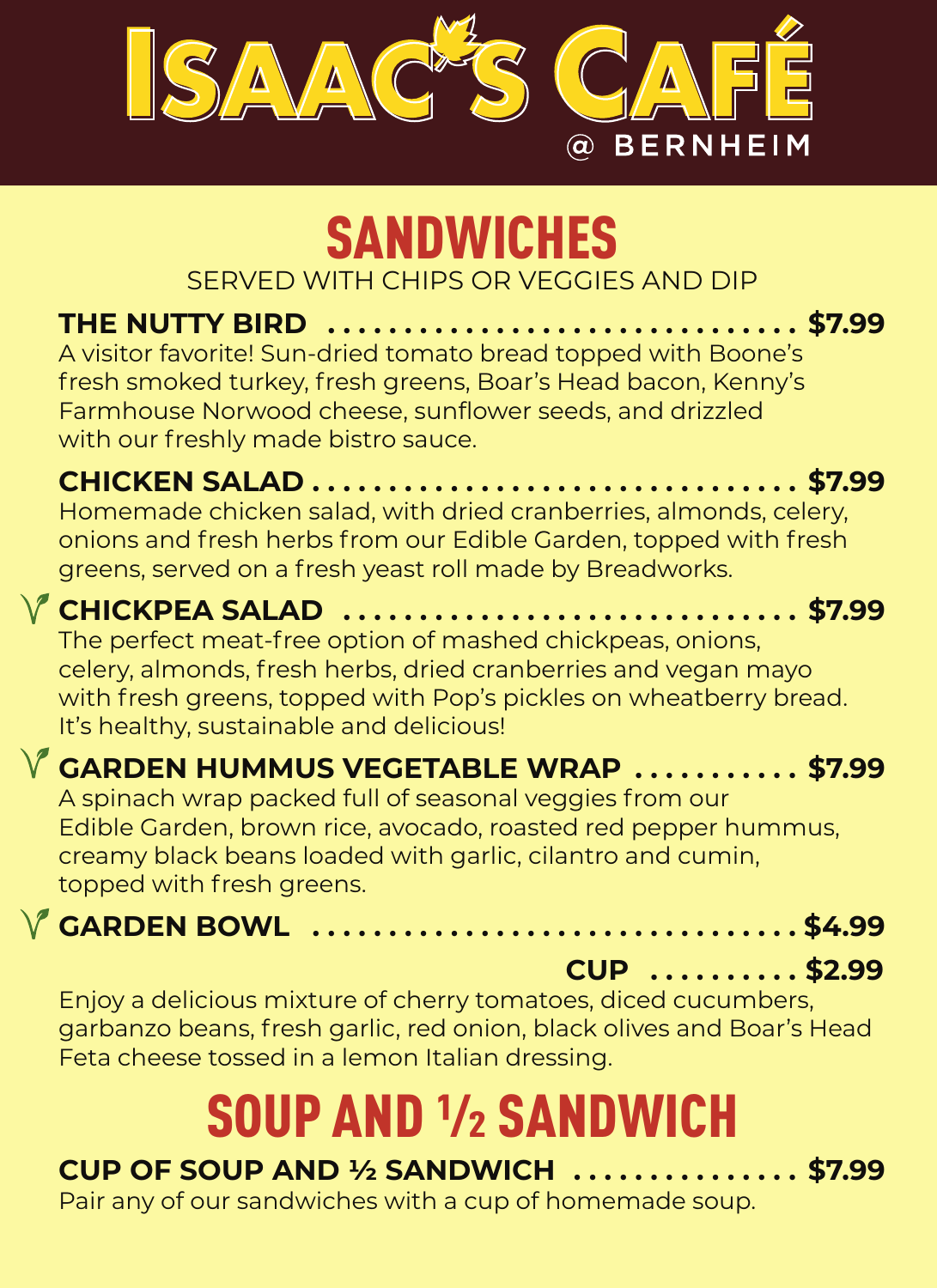# ISAAC'S CAFÉ
@ BERNHEIM

## SANDWICHES

SERVED WITH CHIPS OR VEGGIES AND DIP

**THE NUTTY BIRD .................................. $7.99**
A visitor favorite! Sun-dried tomato bread topped with Boone's fresh smoked turkey, fresh greens, Boar's Head bacon, Kenny's Farmhouse Norwood cheese, sunflower seeds, and drizzled with our freshly made bistro sauce.

**CHICKEN SALAD .................................. $7.99**
Homemade chicken salad, with dried cranberries, almonds, celery, onions and fresh herbs from our Edible Garden, topped with fresh greens, served on a fresh yeast roll made by Breadworks.

**CHICKPEA SALAD .................................. $7.99**
The perfect meat-free option of mashed chickpeas, onions, celery, almonds, fresh herbs, dried cranberries and vegan mayo with fresh greens, topped with Pop's pickles on wheatberry bread. It's healthy, sustainable and delicious!

**GARDEN HUMMUS VEGETABLE WRAP ........... $7.99**
A spinach wrap packed full of seasonal veggies from our Edible Garden, brown rice, avocado, roasted red pepper hummus, creamy black beans loaded with garlic, cilantro and cumin, topped with fresh greens.

**GARDEN BOWL .................................. $4.99**
**CUP .......... $2.99**
Enjoy a delicious mixture of cherry tomatoes, diced cucumbers, garbanzo beans, fresh garlic, red onion, black olives and Boar's Head Feta cheese tossed in a lemon Italian dressing.

## SOUP AND ½ SANDWICH

**CUP OF SOUP AND ½ SANDWICH ................ $7.99**
Pair any of our sandwiches with a cup of homemade soup.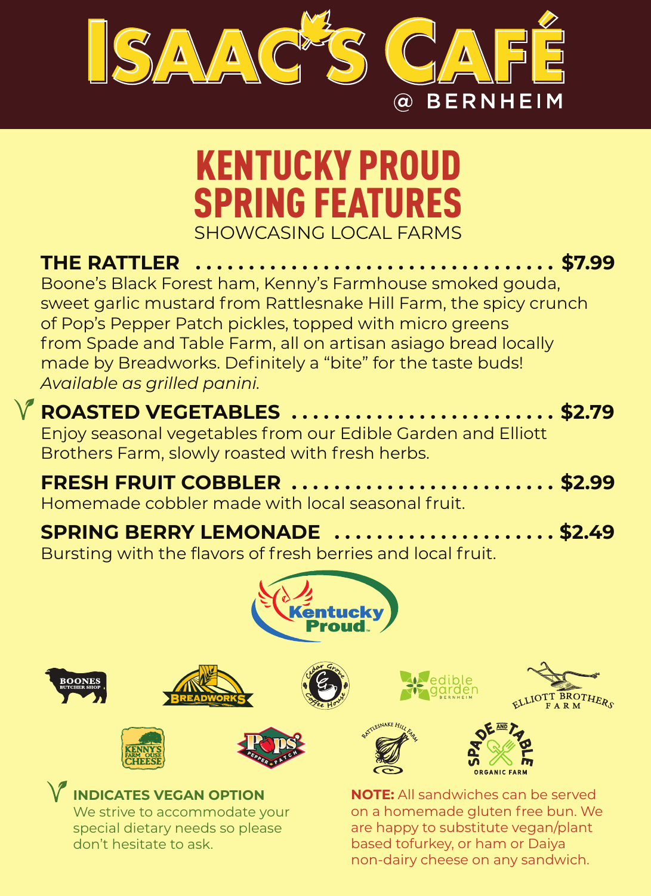# ISAAC'S CAFÉ @ BERNHEIM

## KENTUCKY PROUD SPRING FEATURES

SHOWCASING LOCAL FARMS

**THE RATTLER .................................... $7.99**
Boone's Black Forest ham, Kenny's Farmhouse smoked gouda, sweet garlic mustard from Rattlesnake Hill Farm, the spicy crunch of Pop's Pepper Patch pickles, topped with micro greens from Spade and Table Farm, all on artisan asiago bread locally made by Breadworks. Definitely a "bite" for the taste buds!
*Available as grilled panini.*

**ROASTED VEGETABLES ......................... $2.79**
Enjoy seasonal vegetables from our Edible Garden and Elliott Brothers Farm, slowly roasted with fresh herbs.

**FRESH FRUIT COBBLER .......................... $2.99**
Homemade cobbler made with local seasonal fruit.

**SPRING BERRY LEMONADE ..................... $2.49**
Bursting with the flavors of fresh berries and local fruit.

**INDICATES VEGAN OPTION**
We strive to accommodate your special dietary needs so please don't hesitate to ask.

**NOTE:** All sandwiches can be served on a homemade gluten free bun. We are happy to substitute vegan/plant based tofurkey, or ham or Daiya non-dairy cheese on any sandwich.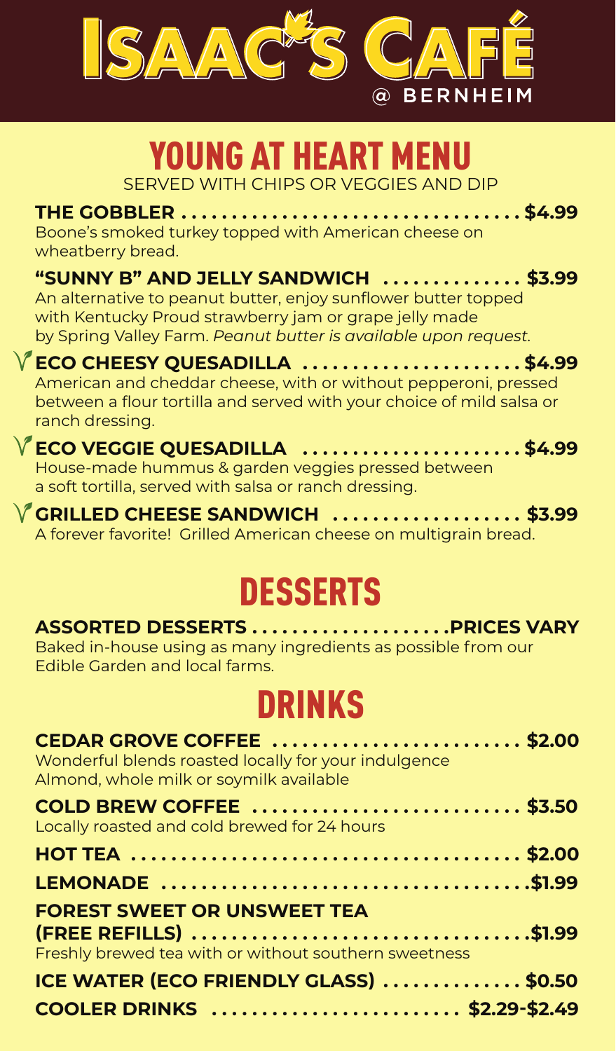# ISAAC'S CAFÉ @ BERNHEIM

## YOUNG AT HEART MENU

SERVED WITH CHIPS OR VEGGIES AND DIP

**THE GOBBLER .................................. $4.99**
Boone's smoked turkey topped with American cheese on wheatberry bread.

**"SUNNY B" AND JELLY SANDWICH .............. $3.99**
An alternative to peanut butter, enjoy sunflower butter topped with Kentucky Proud strawberry jam or grape jelly made by Spring Valley Farm. *Peanut butter is available upon request.*

**ECO CHEESY QUESADILLA ...................... $4.99**
American and cheddar cheese, with or without pepperoni, pressed between a flour tortilla and served with your choice of mild salsa or ranch dressing.

**ECO VEGGIE QUESADILLA ...................... $4.99**
House-made hummus & garden veggies pressed between a soft tortilla, served with salsa or ranch dressing.

**GRILLED CHEESE SANDWICH ................... $3.99**
A forever favorite! Grilled American cheese on multigrain bread.

## DESSERTS

**ASSORTED DESSERTS ....................PRICES VARY**
Baked in-house using as many ingredients as possible from our Edible Garden and local farms.

## DRINKS

**CEDAR GROVE COFFEE ........................ $2.00**
Wonderful blends roasted locally for your indulgence
Almond, whole milk or soymilk available

**COLD BREW COFFEE .......................... $3.50**
Locally roasted and cold brewed for 24 hours

**HOT TEA ........................................ $2.00**

**LEMONADE .....................................$1.99**

**FOREST SWEET OR UNSWEET TEA (FREE REFILLS) .................................$1.99**
Freshly brewed tea with or without southern sweetness

**ICE WATER (ECO FRIENDLY GLASS) .............. $0.50**

**COOLER DRINKS ........................ $2.29-$2.49**